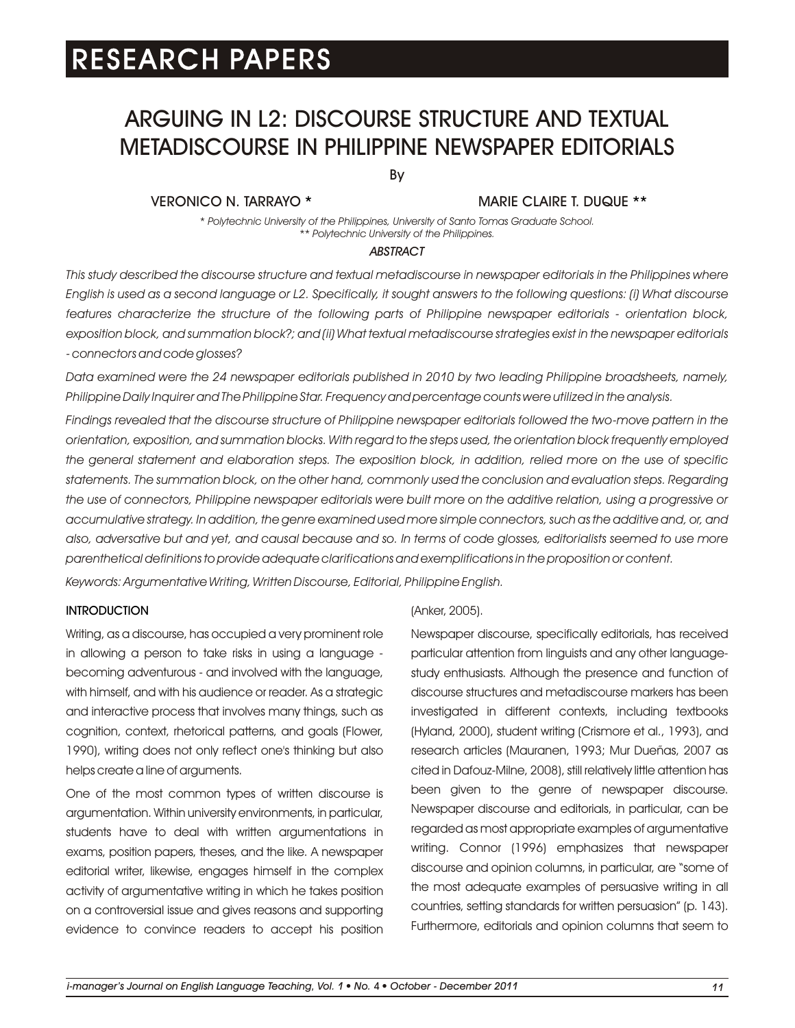# ARGUING IN L2: DISCOURSE STRUCTURE AND TEXTUAL METADISCOURSE IN PHILIPPINE NEWSPAPER EDITORIALS

By

**VERONICO N. TARRAYO *** &nbsp;&nbsp;&nbsp;&nbsp; **MARIE CLAIRE T. DUQUE ****

*\* Polytechnic University of the Philippines, University of Santo Tomas Graduate School.*
*\*\* Polytechnic University of the Philippines.*

### *ABSTRACT*

*This study described the discourse structure and textual metadiscourse in newspaper editorials in the Philippines where English is used as a second language or L2. Specifically, it sought answers to the following questions: (i) What discourse features characterize the structure of the following parts of Philippine newspaper editorials - orientation block, exposition block, and summation block?; and (ii) What textual metadiscourse strategies exist in the newspaper editorials - connectors and code glosses?*

*Data examined were the 24 newspaper editorials published in 2010 by two leading Philippine broadsheets, namely, Philippine Daily Inquirer and The Philippine Star. Frequency and percentage counts were utilized in the analysis.*

*Findings revealed that the discourse structure of Philippine newspaper editorials followed the two-move pattern in the orientation, exposition, and summation blocks. With regard to the steps used, the orientation block frequently employed the general statement and elaboration steps. The exposition block, in addition, relied more on the use of specific statements. The summation block, on the other hand, commonly used the conclusion and evaluation steps. Regarding the use of connectors, Philippine newspaper editorials were built more on the additive relation, using a progressive or accumulative strategy. In addition, the genre examined used more simple connectors, such as the additive and, or, and also, adversative but and yet, and causal because and so. In terms of code glosses, editorialists seemed to use more parenthetical definitions to provide adequate clarifications and exemplifications in the proposition or content.*

*Keywords: Argumentative Writing, Written Discourse, Editorial, Philippine English.*

## INTRODUCTION

Writing, as a discourse, has occupied a very prominent role in allowing a person to take risks in using a language - becoming adventurous - and involved with the language, with himself, and with his audience or reader. As a strategic and interactive process that involves many things, such as cognition, context, rhetorical patterns, and goals (Flower, 1990), writing does not only reflect one's thinking but also helps create a line of arguments.

One of the most common types of written discourse is argumentation. Within university environments, in particular, students have to deal with written argumentations in exams, position papers, theses, and the like. A newspaper editorial writer, likewise, engages himself in the complex activity of argumentative writing in which he takes position on a controversial issue and gives reasons and supporting evidence to convince readers to accept his position (Anker, 2005).

Newspaper discourse, specifically editorials, has received particular attention from linguists and any other language-study enthusiasts. Although the presence and function of discourse structures and metadiscourse markers has been investigated in different contexts, including textbooks (Hyland, 2000), student writing (Crismore et al., 1993), and research articles (Mauranen, 1993; Mur Dueñas, 2007 as cited in Dafouz-Milne, 2008), still relatively little attention has been given to the genre of newspaper discourse. Newspaper discourse and editorials, in particular, can be regarded as most appropriate examples of argumentative writing. Connor (1996) emphasizes that newspaper discourse and opinion columns, in particular, are "some of the most adequate examples of persuasive writing in all countries, setting standards for written persuasion" (p. 143). Furthermore, editorials and opinion columns that seem to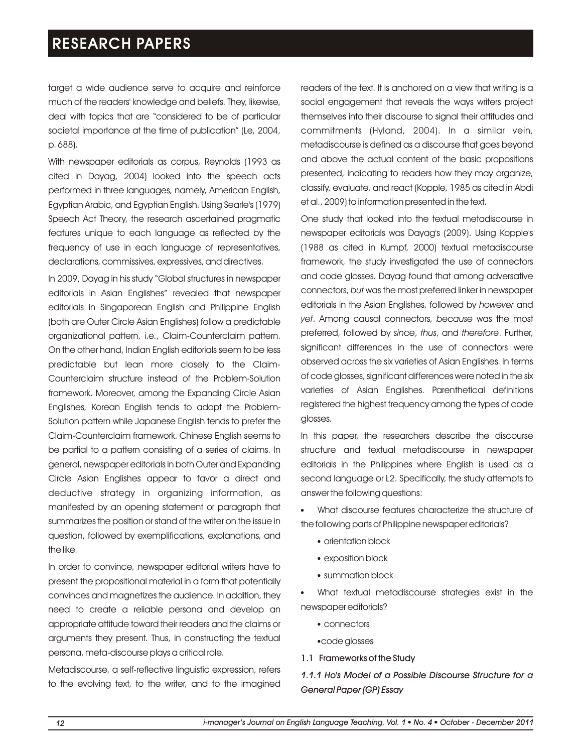target a wide audience serve to acquire and reinforce much of the readers' knowledge and beliefs. They, likewise, deal with topics that are "considered to be of particular societal importance at the time of publication" (Le, 2004, p. 688).

With newspaper editorials as corpus, Reynolds (1993 as cited in Dayag, 2004) looked into the speech acts performed in three languages, namely, American English, Egyptian Arabic, and Egyptian English. Using Searle's (1979) Speech Act Theory, the research ascertained pragmatic features unique to each language as reflected by the frequency of use in each language of representatives, declarations, commissives, expressives, and directives.

In 2009, Dayag in his study "Global structures in newspaper editorials in Asian Englishes" revealed that newspaper editorials in Singaporean English and Philippine English (both are Outer Circle Asian Englishes) follow a predictable organizational pattern, i.e., Claim-Counterclaim pattern. On the other hand, Indian English editorials seem to be less predictable but lean more closely to the Claim-Counterclaim structure instead of the Problem-Solution framework. Moreover, among the Expanding Circle Asian Englishes, Korean English tends to adopt the Problem-Solution pattern while Japanese English tends to prefer the Claim-Counterclaim framework. Chinese English seems to be partial to a pattern consisting of a series of claims. In general, newspaper editorials in both Outer and Expanding Circle Asian Englishes appear to favor a direct and deductive strategy in organizing information, as manifested by an opening statement or paragraph that summarizes the position or stand of the writer on the issue in question, followed by exemplifications, explanations, and the like.

In order to convince, newspaper editorial writers have to present the propositional material in a form that potentially convinces and magnetizes the audience. In addition, they need to create a reliable persona and develop an appropriate attitude toward their readers and the claims or arguments they present. Thus, in constructing the textual persona, meta-discourse plays a critical role.

Metadiscourse, a self-reflective linguistic expression, refers to the evolving text, to the writer, and to the imagined readers of the text. It is anchored on a view that writing is a social engagement that reveals the ways writers project themselves into their discourse to signal their attitudes and commitments (Hyland, 2004). In a similar vein, metadiscourse is defined as a discourse that goes beyond and above the actual content of the basic propositions presented, indicating to readers how they may organize, classify, evaluate, and react (Kopple, 1985 as cited in Abdi et al., 2009) to information presented in the text.

One study that looked into the textual metadiscourse in newspaper editorials was Dayag's (2009). Using Kopple's (1988 as cited in Kumpf, 2000) textual metadiscourse framework, the study investigated the use of connectors and code glosses. Dayag found that among adversative connectors, *but* was the most preferred linker in newspaper editorials in the Asian Englishes, followed by *however* and *yet*. Among causal connectors, *because* was the most preferred, followed by *since*, *thus*, and *therefore*. Further, significant differences in the use of connectors were observed across the six varieties of Asian Englishes. In terms of code glosses, significant differences were noted in the six varieties of Asian Englishes. Parenthetical definitions registered the highest frequency among the types of code glosses.

In this paper, the researchers describe the discourse structure and textual metadiscourse in newspaper editorials in the Philippines where English is used as a second language or L2. Specifically, the study attempts to answer the following questions:

- What discourse features characterize the structure of the following parts of Philippine newspaper editorials?
  - orientation block
  - exposition block
  - summation block
- What textual metadiscourse strategies exist in the newspaper editorials?
  - connectors
  - code glosses

### 1.1 Frameworks of the Study

#### *1.1.1 Ho's Model of a Possible Discourse Structure for a General Paper (GP) Essay*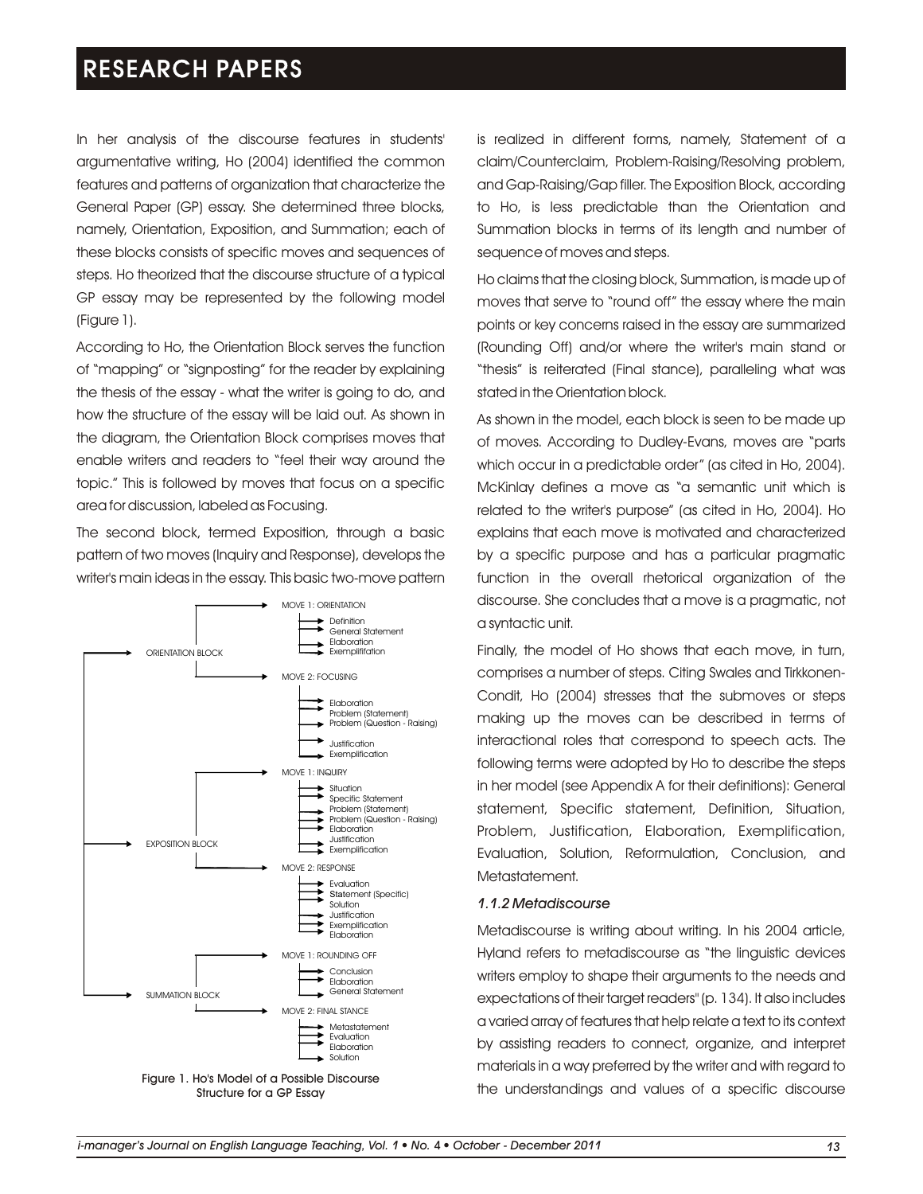In her analysis of the discourse features in students' argumentative writing, Ho (2004) identified the common features and patterns of organization that characterize the General Paper (GP) essay. She determined three blocks, namely, Orientation, Exposition, and Summation; each of these blocks consists of specific moves and sequences of steps. Ho theorized that the discourse structure of a typical GP essay may be represented by the following model (Figure 1).

According to Ho, the Orientation Block serves the function of "mapping" or "signposting" for the reader by explaining the thesis of the essay - what the writer is going to do, and how the structure of the essay will be laid out. As shown in the diagram, the Orientation Block comprises moves that enable writers and readers to "feel their way around the topic." This is followed by moves that focus on a specific area for discussion, labeled as Focusing.

The second block, termed Exposition, through a basic pattern of two moves (Inquiry and Response), develops the writer's main ideas in the essay. This basic two-move pattern is realized in different forms, namely, Statement of a claim/Counterclaim, Problem-Raising/Resolving problem, and Gap-Raising/Gap filler. The Exposition Block, according to Ho, is less predictable than the Orientation and Summation blocks in terms of its length and number of sequence of moves and steps.

- ORIENTATION BLOCK
  - MOVE 1: ORIENTATION
    - Definition
    - General Statement
    - Elaboration
    - Exemplififation
  - MOVE 2: FOCUSING
    - Elaboration
    - Problem (Statement)
    - Problem (Question - Raising)
    - Justification
    - Exemplification
- EXPOSITION BLOCK
  - MOVE 1: INQUIRY
    - Situation
    - Specific Statement
    - Problem (Statement)
    - Problem (Question - Raising)
    - Elaboration
    - Justification
    - Exemplification
  - MOVE 2: RESPONSE
    - Evaluation
    - Statement (Specific)
    - Solution
    - Justification
    - Exemplification
    - Elaboration
- SUMMATION BLOCK
  - MOVE 1: ROUNDING OFF
    - Conclusion
    - Elaboration
    - General Statement
  - MOVE 2: FINAL STANCE
    - Metastatement
    - Evaluation
    - Elaboration
    - Solution

Figure 1. Ho's Model of a Possible Discourse Structure for a GP Essay

Ho claims that the closing block, Summation, is made up of moves that serve to "round off" the essay where the main points or key concerns raised in the essay are summarized (Rounding Off) and/or where the writer's main stand or "thesis" is reiterated (Final stance), paralleling what was stated in the Orientation block.

As shown in the model, each block is seen to be made up of moves. According to Dudley-Evans, moves are "parts which occur in a predictable order" (as cited in Ho, 2004). McKinlay defines a move as "a semantic unit which is related to the writer's purpose" (as cited in Ho, 2004). Ho explains that each move is motivated and characterized by a specific purpose and has a particular pragmatic function in the overall rhetorical organization of the discourse. She concludes that a move is a pragmatic, not a syntactic unit.

Finally, the model of Ho shows that each move, in turn, comprises a number of steps. Citing Swales and Tirkkonen-Condit, Ho (2004) stresses that the submoves or steps making up the moves can be described in terms of interactional roles that correspond to speech acts. The following terms were adopted by Ho to describe the steps in her model (see Appendix A for their definitions): General statement, Specific statement, Definition, Situation, Problem, Justification, Elaboration, Exemplification, Evaluation, Solution, Reformulation, Conclusion, and Metastatement.

### *1.1.2 Metadiscourse*

Metadiscourse is writing about writing. In his 2004 article, Hyland refers to metadiscourse as "the linguistic devices writers employ to shape their arguments to the needs and expectations of their target readers" (p. 134). It also includes a varied array of features that help relate a text to its context by assisting readers to connect, organize, and interpret materials in a way preferred by the writer and with regard to the understandings and values of a specific discourse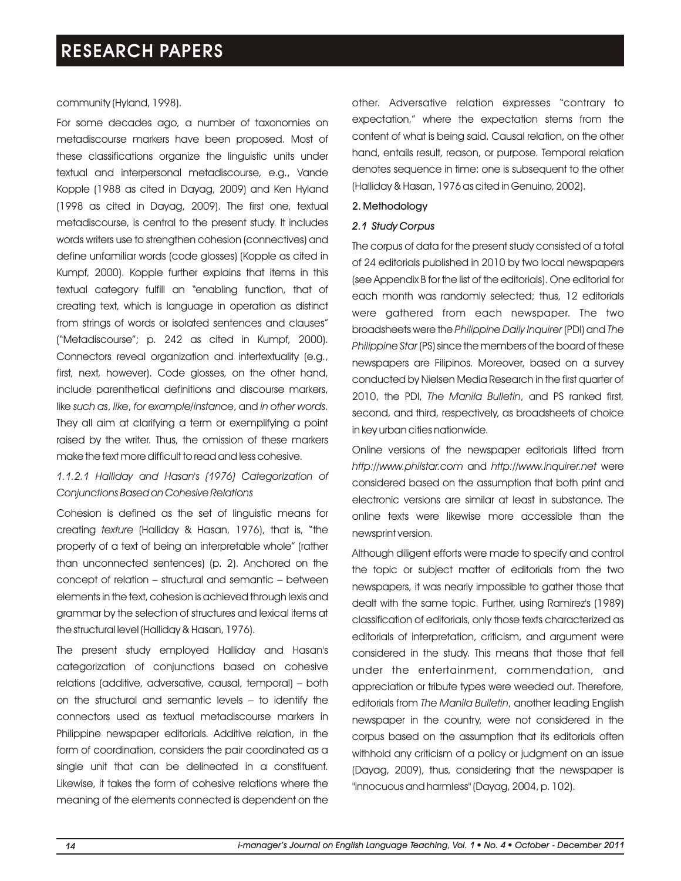community (Hyland, 1998).

For some decades ago, a number of taxonomies on metadiscourse markers have been proposed. Most of these classifications organize the linguistic units under textual and interpersonal metadiscourse, e.g., Vande Kopple (1988 as cited in Dayag, 2009) and Ken Hyland (1998 as cited in Dayag, 2009). The first one, textual metadiscourse, is central to the present study. It includes words writers use to strengthen cohesion (connectives) and define unfamiliar words (code glosses) (Kopple as cited in Kumpf, 2000). Kopple further explains that items in this textual category fulfill an "enabling function, that of creating text, which is language in operation as distinct from strings of words or isolated sentences and clauses" ("Metadiscourse"; p. 242 as cited in Kumpf, 2000). Connectors reveal organization and intertextuality (e.g., first, next, however). Code glosses, on the other hand, include parenthetical definitions and discourse markers, like *such as*, *like*, *for example/instance*, and *in other words*. They all aim at clarifying a term or exemplifying a point raised by the writer. Thus, the omission of these markers make the text more difficult to read and less cohesive.

#### *1.1.2.1 Halliday and Hasan's (1976) Categorization of Conjunctions Based on Cohesive Relations*

Cohesion is defined as the set of linguistic means for creating *texture* (Halliday & Hasan, 1976), that is, "the property of a text of being an interpretable whole" (rather than unconnected sentences) (p. 2). Anchored on the concept of relation – structural and semantic – between elements in the text, cohesion is achieved through lexis and grammar by the selection of structures and lexical items at the structural level (Halliday & Hasan, 1976).

The present study employed Halliday and Hasan's categorization of conjunctions based on cohesive relations (additive, adversative, causal, temporal) – both on the structural and semantic levels – to identify the connectors used as textual metadiscourse markers in Philippine newspaper editorials. Additive relation, in the form of coordination, considers the pair coordinated as a single unit that can be delineated in a constituent. Likewise, it takes the form of cohesive relations where the meaning of the elements connected is dependent on the other. Adversative relation expresses "contrary to expectation," where the expectation stems from the content of what is being said. Causal relation, on the other hand, entails result, reason, or purpose. Temporal relation denotes sequence in time: one is subsequent to the other (Halliday & Hasan, 1976 as cited in Genuino, 2002).

## 2. Methodology

### *2.1 Study Corpus*

The corpus of data for the present study consisted of a total of 24 editorials published in 2010 by two local newspapers (see Appendix B for the list of the editorials). One editorial for each month was randomly selected; thus, 12 editorials were gathered from each newspaper. The two broadsheets were the *Philippine Daily Inquirer* (PDI) and *The Philippine Star* (PS) since the members of the board of these newspapers are Filipinos. Moreover, based on a survey conducted by Nielsen Media Research in the first quarter of 2010, the PDI, *The Manila Bulletin*, and PS ranked first, second, and third, respectively, as broadsheets of choice in key urban cities nationwide.

Online versions of the newspaper editorials lifted from *http://www.philstar.com* and *http://www.inquirer.net* were considered based on the assumption that both print and electronic versions are similar at least in substance. The online texts were likewise more accessible than the newsprint version.

Although diligent efforts were made to specify and control the topic or subject matter of editorials from the two newspapers, it was nearly impossible to gather those that dealt with the same topic. Further, using Ramirez's (1989) classification of editorials, only those texts characterized as editorials of interpretation, criticism, and argument were considered in the study. This means that those that fell under the entertainment, commendation, and appreciation or tribute types were weeded out. Therefore, editorials from *The Manila Bulletin*, another leading English newspaper in the country, were not considered in the corpus based on the assumption that its editorials often withhold any criticism of a policy or judgment on an issue (Dayag, 2009), thus, considering that the newspaper is "innocuous and harmless" (Dayag, 2004, p. 102).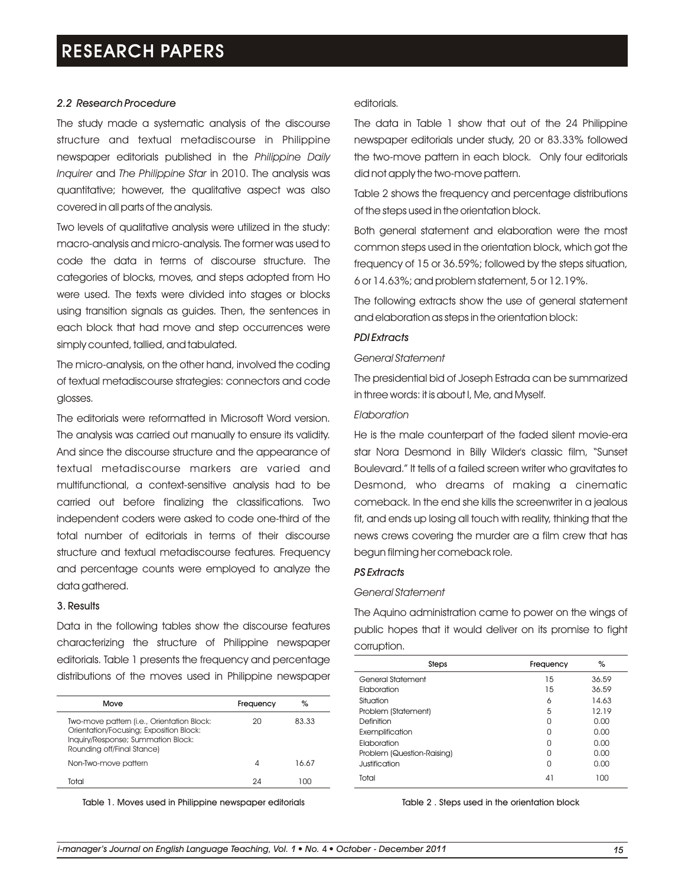### *2.2 Research Procedure*

The study made a systematic analysis of the discourse structure and textual metadiscourse in Philippine newspaper editorials published in the *Philippine Daily Inquirer* and *The Philippine Star* in 2010. The analysis was quantitative; however, the qualitative aspect was also covered in all parts of the analysis.

Two levels of qualitative analysis were utilized in the study: macro-analysis and micro-analysis. The former was used to code the data in terms of discourse structure. The categories of blocks, moves, and steps adopted from Ho were used. The texts were divided into stages or blocks using transition signals as guides. Then, the sentences in each block that had move and step occurrences were simply counted, tallied, and tabulated.

The micro-analysis, on the other hand, involved the coding of textual metadiscourse strategies: connectors and code glosses.

The editorials were reformatted in Microsoft Word version. The analysis was carried out manually to ensure its validity. And since the discourse structure and the appearance of textual metadiscourse markers are varied and multifunctional, a context-sensitive analysis had to be carried out before finalizing the classifications. Two independent coders were asked to code one-third of the total number of editorials in terms of their discourse structure and textual metadiscourse features. Frequency and percentage counts were employed to analyze the data gathered.

## 3. Results

Data in the following tables show the discourse features characterizing the structure of Philippine newspaper editorials. Table 1 presents the frequency and percentage distributions of the moves used in Philippine newspaper editorials.

| Move | Frequency | % |
|---|---|---|
| Two-move pattern (i.e., Orientation Block: Orientation/Focusing; Exposition Block: Inquiry/Response; Summation Block: Rounding off/Final Stance) | 20 | 83.33 |
| Non-Two-move pattern | 4 | 16.67 |
| Total | 24 | 100 |

Table 1. Moves used in Philippine newspaper editorials

The data in Table 1 show that out of the 24 Philippine newspaper editorials under study, 20 or 83.33% followed the two-move pattern in each block. Only four editorials did not apply the two-move pattern.

Table 2 shows the frequency and percentage distributions of the steps used in the orientation block.

Both general statement and elaboration were the most common steps used in the orientation block, which got the frequency of 15 or 36.59%; followed by the steps situation, 6 or 14.63%; and problem statement, 5 or 12.19%.

The following extracts show the use of general statement and elaboration as steps in the orientation block:

***PDI Extracts***

*General Statement*

The presidential bid of Joseph Estrada can be summarized in three words: it is about I, Me, and Myself.

*Elaboration*

He is the male counterpart of the faded silent movie-era star Nora Desmond in Billy Wilder's classic film, "Sunset Boulevard." It tells of a failed screen writer who gravitates to Desmond, who dreams of making a cinematic comeback. In the end she kills the screenwriter in a jealous fit, and ends up losing all touch with reality, thinking that the news crews covering the murder are a film crew that has begun filming her comeback role.

***PS Extracts***

*General Statement*

The Aquino administration came to power on the wings of public hopes that it would deliver on its promise to fight corruption.

| Steps | Frequency | % |
|---|---|---|
| General Statement | 15 | 36.59 |
| Elaboration | 15 | 36.59 |
| Situation | 6 | 14.63 |
| Problem (Statement) | 5 | 12.19 |
| Definition | 0 | 0.00 |
| Exemplification | 0 | 0.00 |
| Elaboration | 0 | 0.00 |
| Problem (Question-Raising) | 0 | 0.00 |
| Justification | 0 | 0.00 |
| Total | 41 | 100 |

Table 2 . Steps used in the orientation block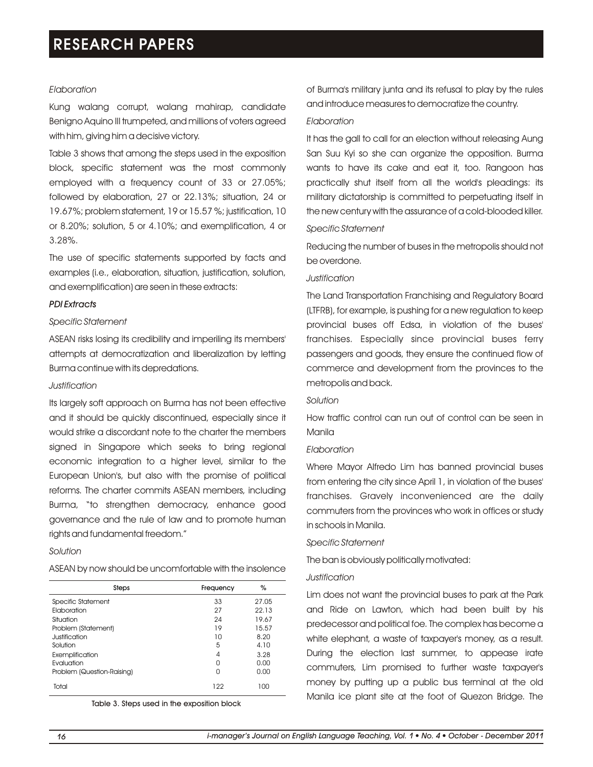*Elaboration*

Kung walang corrupt, walang mahirap, candidate Benigno Aquino III trumpeted, and millions of voters agreed with him, giving him a decisive victory.

Table 3 shows that among the steps used in the exposition block, specific statement was the most commonly employed with a frequency count of 33 or 27.05%; followed by elaboration, 27 or 22.13%; situation, 24 or 19.67%; problem statement, 19 or 15.57 %; justification, 10 or 8.20%; solution, 5 or 4.10%; and exemplification, 4 or 3.28%.

The use of specific statements supported by facts and examples (i.e., elaboration, situation, justification, solution, and exemplification) are seen in these extracts:

***PDI Extracts***

*Specific Statement*

ASEAN risks losing its credibility and imperiling its members' attempts at democratization and liberalization by letting Burma continue with its depredations.

*Justification*

Its largely soft approach on Burma has not been effective and it should be quickly discontinued, especially since it would strike a discordant note to the charter the members signed in Singapore which seeks to bring regional economic integration to a higher level, similar to the European Union's, but also with the promise of political reforms. The charter commits ASEAN members, including Burma, "to strengthen democracy, enhance good governance and the rule of law and to promote human rights and fundamental freedom."

*Solution*

ASEAN by now should be uncomfortable with the insolence of Burma's military junta and its refusal to play by the rules and introduce measures to democratize the country.

| Steps | Frequency | % |
|---|---|---|
| Specific Statement | 33 | 27.05 |
| Elaboration | 27 | 22.13 |
| Situation | 24 | 19.67 |
| Problem (Statement) | 19 | 15.57 |
| Justification | 10 | 8.20 |
| Solution | 5 | 4.10 |
| Exemplification | 4 | 3.28 |
| Evaluation | 0 | 0.00 |
| Problem (Question-Raising) | 0 | 0.00 |
| Total | 122 | 100 |

Table 3. Steps used in the exposition block

*Elaboration*

It has the gall to call for an election without releasing Aung San Suu Kyi so she can organize the opposition. Burma wants to have its cake and eat it, too. Rangoon has practically shut itself from all the world's pleadings: its military dictatorship is committed to perpetuating itself in the new century with the assurance of a cold-blooded killer.

*Specific Statement*

Reducing the number of buses in the metropolis should not be overdone.

*Justification*

The Land Transportation Franchising and Regulatory Board (LTFRB), for example, is pushing for a new regulation to keep provincial buses off Edsa, in violation of the buses' franchises. Especially since provincial buses ferry passengers and goods, they ensure the continued flow of commerce and development from the provinces to the metropolis and back.

*Solution*

How traffic control can run out of control can be seen in Manila

*Elaboration*

Where Mayor Alfredo Lim has banned provincial buses from entering the city since April 1, in violation of the buses' franchises. Gravely inconvenienced are the daily commuters from the provinces who work in offices or study in schools in Manila.

*Specific Statement*

The ban is obviously politically motivated:

*Justification*

Lim does not want the provincial buses to park at the Park and Ride on Lawton, which had been built by his predecessor and political foe. The complex has become a white elephant, a waste of taxpayer's money, as a result. During the election last summer, to appease irate commuters, Lim promised to further waste taxpayer's money by putting up a public bus terminal at the old Manila ice plant site at the foot of Quezon Bridge. The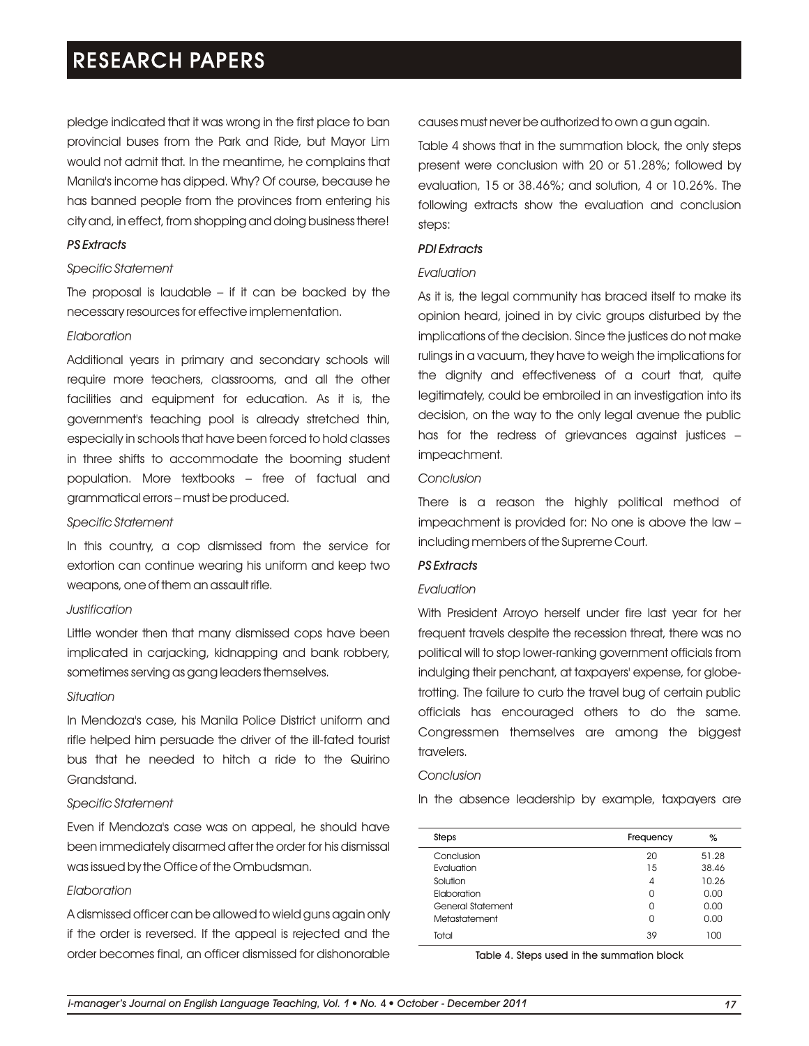pledge indicated that it was wrong in the first place to ban provincial buses from the Park and Ride, but Mayor Lim would not admit that. In the meantime, he complains that Manila's income has dipped. Why? Of course, because he has banned people from the provinces from entering his city and, in effect, from shopping and doing business there!

*PS Extracts*

*Specific Statement*

The proposal is laudable – if it can be backed by the necessary resources for effective implementation.

*Elaboration*

Additional years in primary and secondary schools will require more teachers, classrooms, and all the other facilities and equipment for education. As it is, the government's teaching pool is already stretched thin, especially in schools that have been forced to hold classes in three shifts to accommodate the booming student population. More textbooks – free of factual and grammatical errors – must be produced.

*Specific Statement*

In this country, a cop dismissed from the service for extortion can continue wearing his uniform and keep two weapons, one of them an assault rifle.

*Justification*

Little wonder then that many dismissed cops have been implicated in carjacking, kidnapping and bank robbery, sometimes serving as gang leaders themselves.

*Situation*

In Mendoza's case, his Manila Police District uniform and rifle helped him persuade the driver of the ill-fated tourist bus that he needed to hitch a ride to the Quirino Grandstand.

*Specific Statement*

Even if Mendoza's case was on appeal, he should have been immediately disarmed after the order for his dismissal was issued by the Office of the Ombudsman.

*Elaboration*

A dismissed officer can be allowed to wield guns again only if the order is reversed. If the appeal is rejected and the order becomes final, an officer dismissed for dishonorable causes must never be authorized to own a gun again.

Table 4 shows that in the summation block, the only steps present were conclusion with 20 or 51.28%; followed by evaluation, 15 or 38.46%; and solution, 4 or 10.26%. The following extracts show the evaluation and conclusion steps:

*PDI Extracts*

*Evaluation*

As it is, the legal community has braced itself to make its opinion heard, joined in by civic groups disturbed by the implications of the decision. Since the justices do not make rulings in a vacuum, they have to weigh the implications for the dignity and effectiveness of a court that, quite legitimately, could be embroiled in an investigation into its decision, on the way to the only legal avenue the public has for the redress of grievances against justices – impeachment.

*Conclusion*

There is a reason the highly political method of impeachment is provided for: No one is above the law – including members of the Supreme Court.

*PS Extracts*

*Evaluation*

With President Arroyo herself under fire last year for her frequent travels despite the recession threat, there was no political will to stop lower-ranking government officials from indulging their penchant, at taxpayers' expense, for globe-trotting. The failure to curb the travel bug of certain public officials has encouraged others to do the same. Congressmen themselves are among the biggest travelers.

*Conclusion*

In the absence leadership by example, taxpayers are

| Steps | Frequency | % |
|---|---|---|
| Conclusion | 20 | 51.28 |
| Evaluation | 15 | 38.46 |
| Solution | 4 | 10.26 |
| Elaboration | 0 | 0.00 |
| General Statement | 0 | 0.00 |
| Metastatement | 0 | 0.00 |
| Total | 39 | 100 |

Table 4. Steps used in the summation block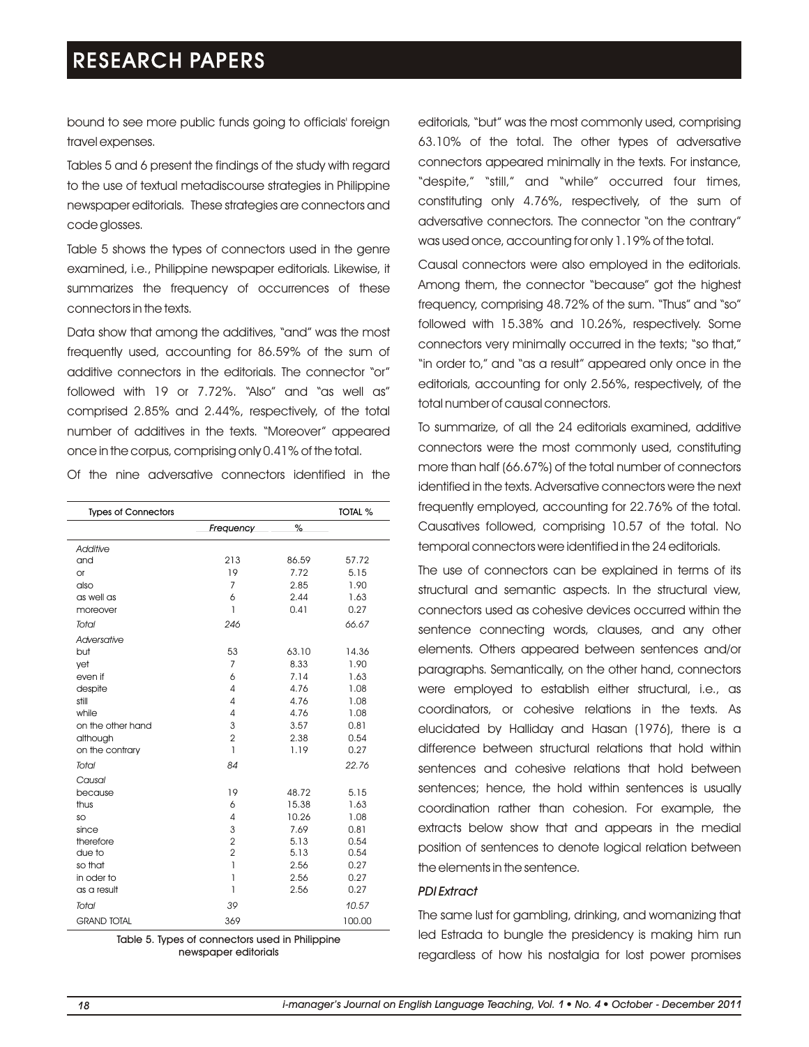bound to see more public funds going to officials' foreign travel expenses.

Tables 5 and 6 present the findings of the study with regard to the use of textual metadiscourse strategies in Philippine newspaper editorials. These strategies are connectors and code glosses.

Table 5 shows the types of connectors used in the genre examined, i.e., Philippine newspaper editorials. Likewise, it summarizes the frequency of occurrences of these connectors in the texts.

Data show that among the additives, "and" was the most frequently used, accounting for 86.59% of the sum of additive connectors in the editorials. The connector "or" followed with 19 or 7.72%. "Also" and "as well as" comprised 2.85% and 2.44%, respectively, of the total number of additives in the texts. "Moreover" appeared once in the corpus, comprising only 0.41% of the total.

Of the nine adversative connectors identified in the editorials, "but" was the most commonly used, comprising 63.10% of the total. The other types of adversative connectors appeared minimally in the texts. For instance, "despite," "still," and "while" occurred four times, constituting only 4.76%, respectively, of the sum of adversative connectors. The connector "on the contrary" was used once, accounting for only 1.19% of the total.

| Types of Connectors | Frequency | % | TOTAL % |
|---|---|---|---|
| *Additive* | | | |
| and | 213 | 86.59 | 57.72 |
| or | 19 | 7.72 | 5.15 |
| also | 7 | 2.85 | 1.90 |
| as well as | 6 | 2.44 | 1.63 |
| moreover | 1 | 0.41 | 0.27 |
| *Total* | *246* | | *66.67* |
| *Adversative* | | | |
| but | 53 | 63.10 | 14.36 |
| yet | 7 | 8.33 | 1.90 |
| even if | 6 | 7.14 | 1.63 |
| despite | 4 | 4.76 | 1.08 |
| still | 4 | 4.76 | 1.08 |
| while | 4 | 4.76 | 1.08 |
| on the other hand | 3 | 3.57 | 0.81 |
| although | 2 | 2.38 | 0.54 |
| on the contrary | 1 | 1.19 | 0.27 |
| *Total* | *84* | | *22.76* |
| *Causal* | | | |
| because | 19 | 48.72 | 5.15 |
| thus | 6 | 15.38 | 1.63 |
| so | 4 | 10.26 | 1.08 |
| since | 3 | 7.69 | 0.81 |
| therefore | 2 | 5.13 | 0.54 |
| due to | 2 | 5.13 | 0.54 |
| so that | 1 | 2.56 | 0.27 |
| in oder to | 1 | 2.56 | 0.27 |
| as a result | 1 | 2.56 | 0.27 |
| *Total* | *39* | | *10.57* |
| GRAND TOTAL | 369 | | 100.00 |

Table 5. Types of connectors used in Philippine newspaper editorials

Causal connectors were also employed in the editorials. Among them, the connector "because" got the highest frequency, comprising 48.72% of the sum. "Thus" and "so" followed with 15.38% and 10.26%, respectively. Some connectors very minimally occurred in the texts; "so that," "in order to," and "as a result" appeared only once in the editorials, accounting for only 2.56%, respectively, of the total number of causal connectors.

To summarize, of all the 24 editorials examined, additive connectors were the most commonly used, constituting more than half (66.67%) of the total number of connectors identified in the texts. Adversative connectors were the next frequently employed, accounting for 22.76% of the total. Causatives followed, comprising 10.57 of the total. No temporal connectors were identified in the 24 editorials.

The use of connectors can be explained in terms of its structural and semantic aspects. In the structural view, connectors used as cohesive devices occurred within the sentence connecting words, clauses, and any other elements. Others appeared between sentences and/or paragraphs. Semantically, on the other hand, connectors were employed to establish either structural, i.e., as coordinators, or cohesive relations in the texts. As elucidated by Halliday and Hasan (1976), there is a difference between structural relations that hold within sentences and cohesive relations that hold between sentences; hence, the hold within sentences is usually coordination rather than cohesion. For example, the extracts below show that and appears in the medial position of sentences to denote logical relation between the elements in the sentence.

*PDI Extract*

The same lust for gambling, drinking, and womanizing that led Estrada to bungle the presidency is making him run regardless of how his nostalgia for lost power promises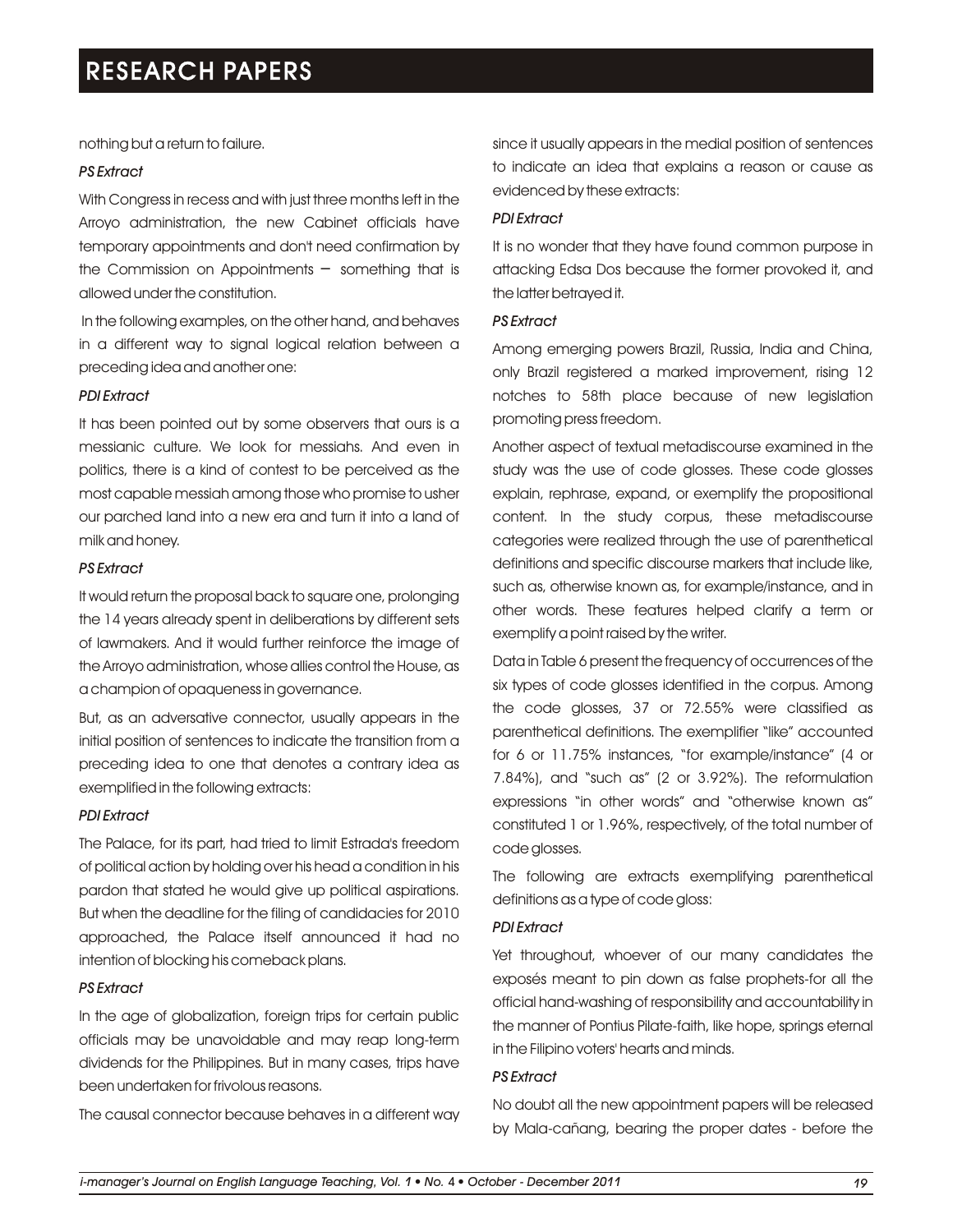nothing but a return to failure.

*PS Extract*

With Congress in recess and with just three months left in the Arroyo administration, the new Cabinet officials have temporary appointments and don't need confirmation by the Commission on Appointments – something that is allowed under the constitution.

In the following examples, on the other hand, and behaves in a different way to signal logical relation between a preceding idea and another one:

*PDI Extract*

It has been pointed out by some observers that ours is a messianic culture. We look for messiahs. And even in politics, there is a kind of contest to be perceived as the most capable messiah among those who promise to usher our parched land into a new era and turn it into a land of milk and honey.

*PS Extract*

It would return the proposal back to square one, prolonging the 14 years already spent in deliberations by different sets of lawmakers. And it would further reinforce the image of the Arroyo administration, whose allies control the House, as a champion of opaqueness in governance.

But, as an adversative connector, usually appears in the initial position of sentences to indicate the transition from a preceding idea to one that denotes a contrary idea as exemplified in the following extracts:

*PDI Extract*

The Palace, for its part, had tried to limit Estrada's freedom of political action by holding over his head a condition in his pardon that stated he would give up political aspirations. But when the deadline for the filing of candidacies for 2010 approached, the Palace itself announced it had no intention of blocking his comeback plans.

*PS Extract*

In the age of globalization, foreign trips for certain public officials may be unavoidable and may reap long-term dividends for the Philippines. But in many cases, trips have been undertaken for frivolous reasons.

The causal connector because behaves in a different way since it usually appears in the medial position of sentences to indicate an idea that explains a reason or cause as evidenced by these extracts:

*PDI Extract*

It is no wonder that they have found common purpose in attacking Edsa Dos because the former provoked it, and the latter betrayed it.

*PS Extract*

Among emerging powers Brazil, Russia, India and China, only Brazil registered a marked improvement, rising 12 notches to 58th place because of new legislation promoting press freedom.

Another aspect of textual metadiscourse examined in the study was the use of code glosses. These code glosses explain, rephrase, expand, or exemplify the propositional content. In the study corpus, these metadiscourse categories were realized through the use of parenthetical definitions and specific discourse markers that include like, such as, otherwise known as, for example/instance, and in other words. These features helped clarify a term or exemplify a point raised by the writer.

Data in Table 6 present the frequency of occurrences of the six types of code glosses identified in the corpus. Among the code glosses, 37 or 72.55% were classified as parenthetical definitions. The exemplifier "like" accounted for 6 or 11.75% instances, "for example/instance" (4 or 7.84%), and "such as" (2 or 3.92%). The reformulation expressions "in other words" and "otherwise known as" constituted 1 or 1.96%, respectively, of the total number of code glosses.

The following are extracts exemplifying parenthetical definitions as a type of code gloss:

*PDI Extract*

Yet throughout, whoever of our many candidates the exposés meant to pin down as false prophets-for all the official hand-washing of responsibility and accountability in the manner of Pontius Pilate-faith, like hope, springs eternal in the Filipino voters' hearts and minds.

*PS Extract*

No doubt all the new appointment papers will be released by Mala-cañang, bearing the proper dates - before the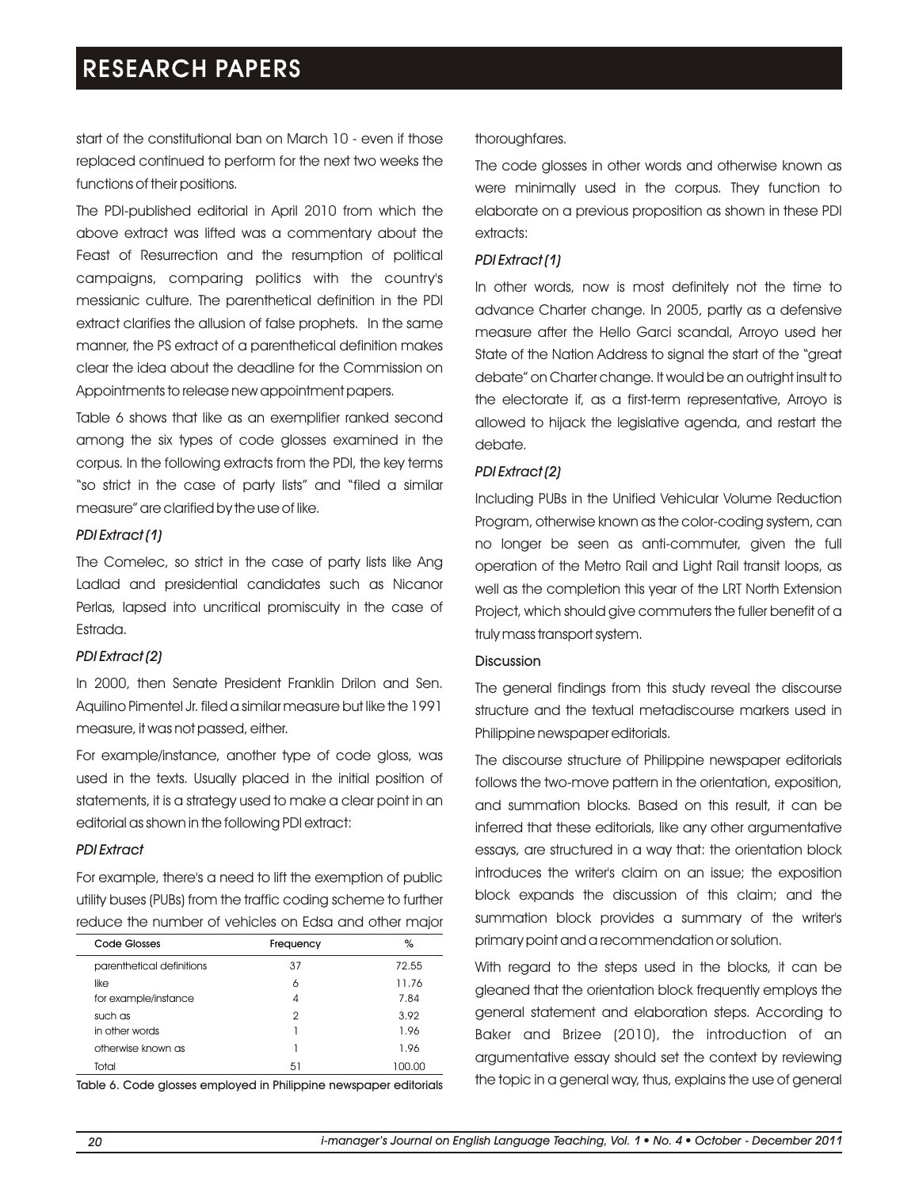start of the constitutional ban on March 10 - even if those replaced continued to perform for the next two weeks the functions of their positions.

The PDI-published editorial in April 2010 from which the above extract was lifted was a commentary about the Feast of Resurrection and the resumption of political campaigns, comparing politics with the country's messianic culture. The parenthetical definition in the PDI extract clarifies the allusion of false prophets. In the same manner, the PS extract of a parenthetical definition makes clear the idea about the deadline for the Commission on Appointments to release new appointment papers.

Table 6 shows that like as an exemplifier ranked second among the six types of code glosses examined in the corpus. In the following extracts from the PDI, the key terms "so strict in the case of party lists" and "filed a similar measure" are clarified by the use of like.

*PDI Extract (1)*

The Comelec, so strict in the case of party lists like Ang Ladlad and presidential candidates such as Nicanor Perlas, lapsed into uncritical promiscuity in the case of Estrada.

*PDI Extract (2)*

In 2000, then Senate President Franklin Drilon and Sen. Aquilino Pimentel Jr. filed a similar measure but like the 1991 measure, it was not passed, either.

For example/instance, another type of code gloss, was used in the texts. Usually placed in the initial position of statements, it is a strategy used to make a clear point in an editorial as shown in the following PDI extract:

*PDI Extract*

For example, there's a need to lift the exemption of public utility buses (PUBs) from the traffic coding scheme to further reduce the number of vehicles on Edsa and other major thoroughfares.

| Code Glosses | Frequency | % |
|---|---|---|
| parenthetical definitions | 37 | 72.55 |
| like | 6 | 11.76 |
| for example/instance | 4 | 7.84 |
| such as | 2 | 3.92 |
| in other words | 1 | 1.96 |
| otherwise known as | 1 | 1.96 |
| Total | 51 | 100.00 |

Table 6. Code glosses employed in Philippine newspaper editorials

The code glosses in other words and otherwise known as were minimally used in the corpus. They function to elaborate on a previous proposition as shown in these PDI extracts:

*PDI Extract (1)*

In other words, now is most definitely not the time to advance Charter change. In 2005, partly as a defensive measure after the Hello Garci scandal, Arroyo used her State of the Nation Address to signal the start of the "great debate" on Charter change. It would be an outright insult to the electorate if, as a first-term representative, Arroyo is allowed to hijack the legislative agenda, and restart the debate.

*PDI Extract (2)*

Including PUBs in the Unified Vehicular Volume Reduction Program, otherwise known as the color-coding system, can no longer be seen as anti-commuter, given the full operation of the Metro Rail and Light Rail transit loops, as well as the completion this year of the LRT North Extension Project, which should give commuters the fuller benefit of a truly mass transport system.

## Discussion

The general findings from this study reveal the discourse structure and the textual metadiscourse markers used in Philippine newspaper editorials.

The discourse structure of Philippine newspaper editorials follows the two-move pattern in the orientation, exposition, and summation blocks. Based on this result, it can be inferred that these editorials, like any other argumentative essays, are structured in a way that: the orientation block introduces the writer's claim on an issue; the exposition block expands the discussion of this claim; and the summation block provides a summary of the writer's primary point and a recommendation or solution.

With regard to the steps used in the blocks, it can be gleaned that the orientation block frequently employs the general statement and elaboration steps. According to Baker and Brizee (2010), the introduction of an argumentative essay should set the context by reviewing the topic in a general way, thus, explains the use of general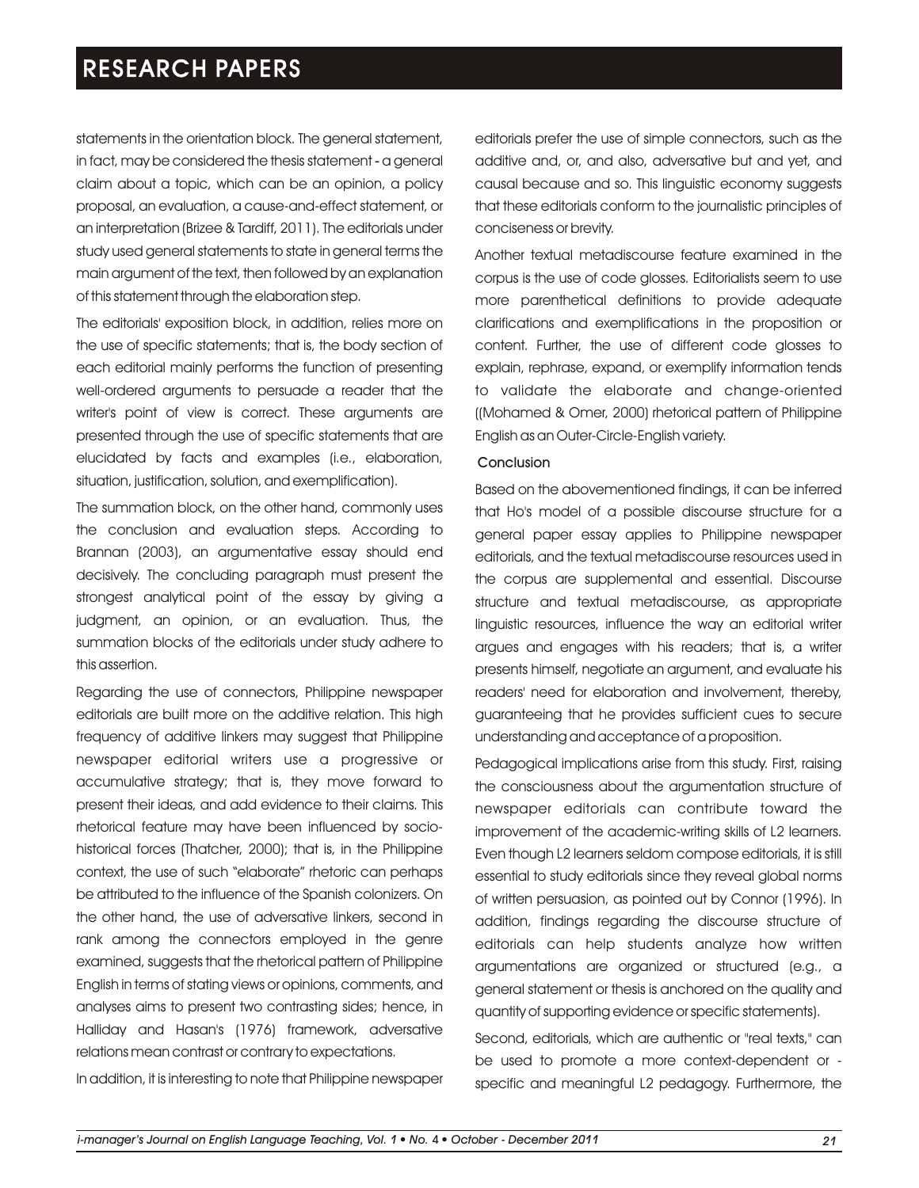statements in the orientation block. The general statement, in fact, may be considered the thesis statement - a general claim about a topic, which can be an opinion, a policy proposal, an evaluation, a cause-and-effect statement, or an interpretation (Brizee & Tardiff, 2011). The editorials under study used general statements to state in general terms the main argument of the text, then followed by an explanation of this statement through the elaboration step.

The editorials' exposition block, in addition, relies more on the use of specific statements; that is, the body section of each editorial mainly performs the function of presenting well-ordered arguments to persuade a reader that the writer's point of view is correct. These arguments are presented through the use of specific statements that are elucidated by facts and examples (i.e., elaboration, situation, justification, solution, and exemplification).

The summation block, on the other hand, commonly uses the conclusion and evaluation steps. According to Brannan (2003), an argumentative essay should end decisively. The concluding paragraph must present the strongest analytical point of the essay by giving a judgment, an opinion, or an evaluation. Thus, the summation blocks of the editorials under study adhere to this assertion.

Regarding the use of connectors, Philippine newspaper editorials are built more on the additive relation. This high frequency of additive linkers may suggest that Philippine newspaper editorial writers use a progressive or accumulative strategy; that is, they move forward to present their ideas, and add evidence to their claims. This rhetorical feature may have been influenced by socio-historical forces (Thatcher, 2000); that is, in the Philippine context, the use of such "elaborate" rhetoric can perhaps be attributed to the influence of the Spanish colonizers. On the other hand, the use of adversative linkers, second in rank among the connectors employed in the genre examined, suggests that the rhetorical pattern of Philippine English in terms of stating views or opinions, comments, and analyses aims to present two contrasting sides; hence, in Halliday and Hasan's (1976) framework, adversative relations mean contrast or contrary to expectations.

In addition, it is interesting to note that Philippine newspaper editorials prefer the use of simple connectors, such as the additive and, or, and also, adversative but and yet, and causal because and so. This linguistic economy suggests that these editorials conform to the journalistic principles of conciseness or brevity.

Another textual metadiscourse feature examined in the corpus is the use of code glosses. Editorialists seem to use more parenthetical definitions to provide adequate clarifications and exemplifications in the proposition or content. Further, the use of different code glosses to explain, rephrase, expand, or exemplify information tends to validate the elaborate and change-oriented ((Mohamed & Omer, 2000) rhetorical pattern of Philippine English as an Outer-Circle-English variety.

## Conclusion

Based on the abovementioned findings, it can be inferred that Ho's model of a possible discourse structure for a general paper essay applies to Philippine newspaper editorials, and the textual metadiscourse resources used in the corpus are supplemental and essential. Discourse structure and textual metadiscourse, as appropriate linguistic resources, influence the way an editorial writer argues and engages with his readers; that is, a writer presents himself, negotiate an argument, and evaluate his readers' need for elaboration and involvement, thereby, guaranteeing that he provides sufficient cues to secure understanding and acceptance of a proposition.

Pedagogical implications arise from this study. First, raising the consciousness about the argumentation structure of newspaper editorials can contribute toward the improvement of the academic-writing skills of L2 learners. Even though L2 learners seldom compose editorials, it is still essential to study editorials since they reveal global norms of written persuasion, as pointed out by Connor (1996). In addition, findings regarding the discourse structure of editorials can help students analyze how written argumentations are organized or structured (e.g., a general statement or thesis is anchored on the quality and quantity of supporting evidence or specific statements).

Second, editorials, which are authentic or "real texts," can be used to promote a more context-dependent or -specific and meaningful L2 pedagogy. Furthermore, the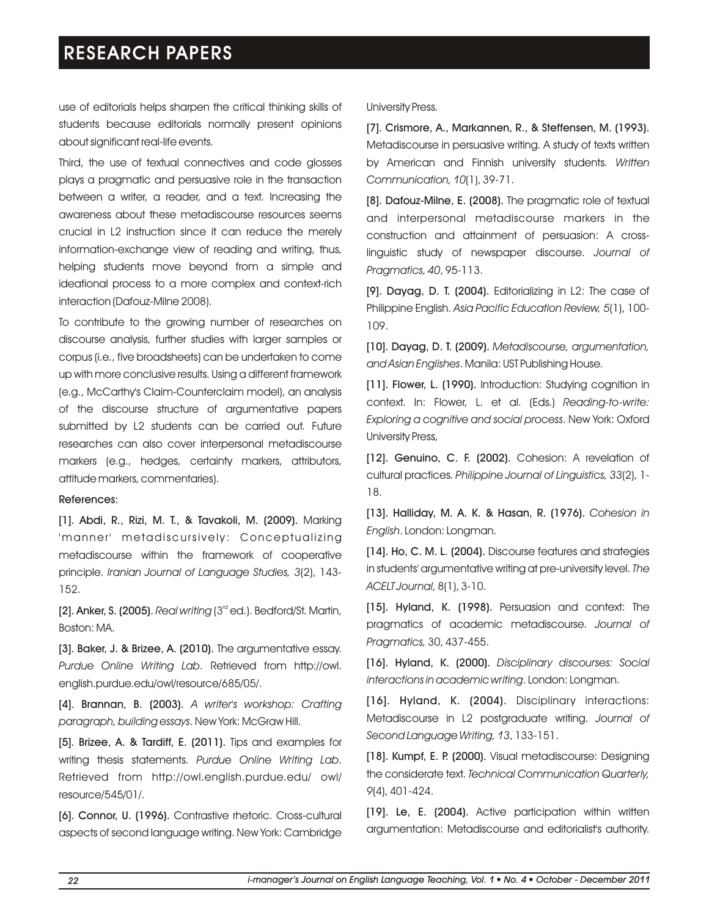use of editorials helps sharpen the critical thinking skills of students because editorials normally present opinions about significant real-life events.

Third, the use of textual connectives and code glosses plays a pragmatic and persuasive role in the transaction between a writer, a reader, and a text. Increasing the awareness about these metadiscourse resources seems crucial in L2 instruction since it can reduce the merely information-exchange view of reading and writing, thus, helping students move beyond from a simple and ideational process to a more complex and context-rich interaction (Dafouz-Milne 2008).

To contribute to the growing number of researches on discourse analysis, further studies with larger samples or corpus (i.e., five broadsheets) can be undertaken to come up with more conclusive results. Using a different framework (e.g., McCarthy's Claim-Counterclaim model), an analysis of the discourse structure of argumentative papers submitted by L2 students can be carried out. Future researches can also cover interpersonal metadiscourse markers (e.g., hedges, certainty markers, attributors, attitude markers, commentaries).

## References:

[1]. **Abdi, R., Rizi, M. T., & Tavakoli, M. (2009).** Marking 'manner' metadiscursively: Conceptualizing metadiscourse within the framework of cooperative principle. *Iranian Journal of Language Studies, 3*(2), 143-152.

[2]. **Anker, S. (2005).** *Real writing* (3rd ed.). Bedford/St. Martin, Boston: MA.

[3]. **Baker, J. & Brizee, A. (2010).** The argumentative essay. *Purdue Online Writing Lab*. Retrieved from http://owl. english.purdue.edu/owl/resource/685/05/.

[4]. **Brannan, B. (2003).** *A writer's workshop: Crafting paragraph, building essays*. New York: McGraw Hill.

[5]. **Brizee, A. & Tardiff, E. (2011).** Tips and examples for writing thesis statements. *Purdue Online Writing Lab*. Retrieved from http://owl.english.purdue.edu/ owl/ resource/545/01/.

[6]. **Connor, U. (1996).** Contrastive rhetoric. Cross-cultural aspects of second language writing. New York: Cambridge University Press.

[7]. **Crismore, A., Markannen, R., & Steffensen, M. (1993).** Metadiscourse in persuasive writing. A study of texts written by American and Finnish university students. *Written Communication, 10*(1), 39-71.

[8]. **Dafouz-Milne, E. (2008).** The pragmatic role of textual and interpersonal metadiscourse markers in the construction and attainment of persuasion: A cross-linguistic study of newspaper discourse. *Journal of Pragmatics, 40*, 95-113.

[9]. **Dayag, D. T. (2004).** Editorializing in L2: The case of Philippine English. *Asia Pacific Education Review, 5*(1), 100-109.

[10]. **Dayag, D. T. (2009).** *Metadiscourse, argumentation, and Asian Englishes*. Manila: UST Publishing House.

[11]. **Flower, L. (1990).** Introduction: Studying cognition in context. In: Flower, L. et al. (Eds.) *Reading-to-write: Exploring a cognitive and social process*. New York: Oxford University Press,

[12]. **Genuino, C. F. (2002).** Cohesion: A revelation of cultural practices. *Philippine Journal of Linguistics, 33*(2), 1-18.

[13]. **Halliday, M. A. K. & Hasan, R. (1976).** *Cohesion in English*. London: Longman.

[14]. **Ho, C. M. L. (2004).** Discourse features and strategies in students' argumentative writing at pre-university level. *The ACELT Journal,* 8(1), 3-10.

[15]. **Hyland, K. (1998).** Persuasion and context: The pragmatics of academic metadiscourse. *Journal of Pragmatics,* 30, 437-455.

[16]. **Hyland, K. (2000).** *Disciplinary discourses: Social interactions in academic writing*. London: Longman.

[16]. **Hyland, K. (2004).** Disciplinary interactions: Metadiscourse in L2 postgraduate writing. *Journal of Second Language Writing, 13*, 133-151.

[18]. **Kumpf, E. P. (2000).** Visual metadiscourse: Designing the considerate text. *Technical Communication Quarterly, 9*(4), 401-424.

[19]. **Le, E. (2004).** Active participation within written argumentation: Metadiscourse and editorialist's authority.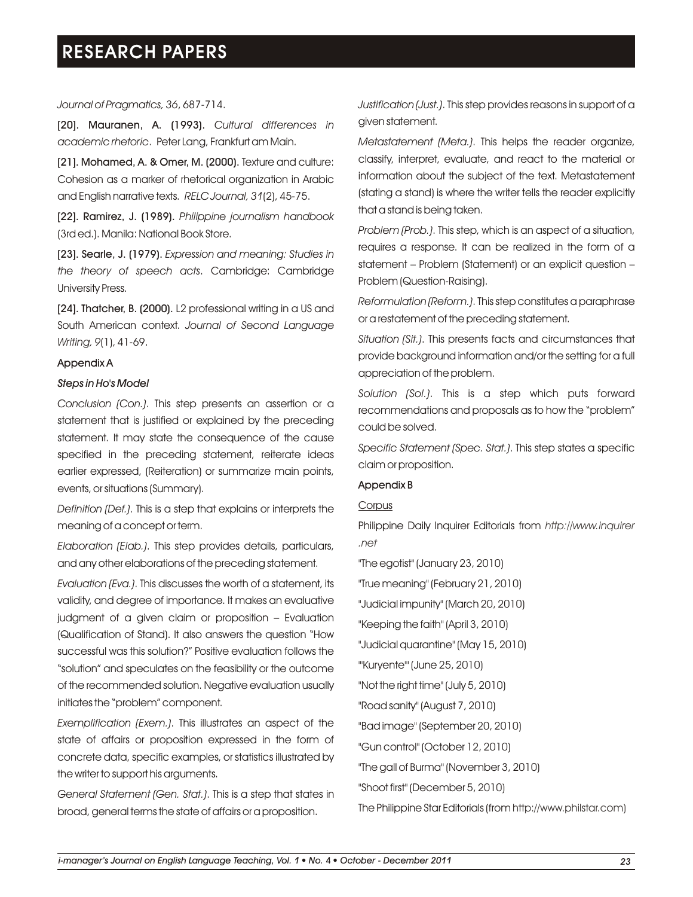*Journal of Pragmatics, 36*, 687-714.

**[20]. Mauranen, A. (1993).** *Cultural differences in academic rhetoric*. Peter Lang, Frankfurt am Main.

**[21]. Mohamed, A. & Omer, M. (2000).** Texture and culture: Cohesion as a marker of rhetorical organization in Arabic and English narrative texts. *RELC Journal, 31*(2), 45-75.

**[22]. Ramirez, J. (1989).** *Philippine journalism handbook* (3rd ed.). Manila: National Book Store.

**[23]. Searle, J. (1979).** *Expression and meaning: Studies in the theory of speech acts*. Cambridge: Cambridge University Press.

**[24]. Thatcher, B. (2000).** L2 professional writing in a US and South American context. *Journal of Second Language Writing, 9*(1), 41-69.

### Appendix A

#### *Steps in Ho's Model*

*Conclusion (Con.)*. This step presents an assertion or a statement that is justified or explained by the preceding statement. It may state the consequence of the cause specified in the preceding statement, reiterate ideas earlier expressed, (Reiteration) or summarize main points, events, or situations (Summary).

*Definition (Def.)*. This is a step that explains or interprets the meaning of a concept or term.

*Elaboration (Elab.)*. This step provides details, particulars, and any other elaborations of the preceding statement.

*Evaluation (Eva.)*. This discusses the worth of a statement, its validity, and degree of importance. It makes an evaluative judgment of a given claim or proposition – Evaluation (Qualification of Stand). It also answers the question "How successful was this solution?" Positive evaluation follows the "solution" and speculates on the feasibility or the outcome of the recommended solution. Negative evaluation usually initiates the "problem" component.

*Exemplification (Exem.)*. This illustrates an aspect of the state of affairs or proposition expressed in the form of concrete data, specific examples, or statistics illustrated by the writer to support his arguments.

*General Statement (Gen. Stat.)*. This is a step that states in broad, general terms the state of affairs or a proposition.

*Justification (Just.)*. This step provides reasons in support of a given statement.

*Metastatement (Meta.)*. This helps the reader organize, classify, interpret, evaluate, and react to the material or information about the subject of the text. Metastatement (stating a stand) is where the writer tells the reader explicitly that a stand is being taken.

*Problem (Prob.)*. This step, which is an aspect of a situation, requires a response. It can be realized in the form of a statement – Problem (Statement) or an explicit question – Problem (Question-Raising).

*Reformulation (Reform.)*. This step constitutes a paraphrase or a restatement of the preceding statement.

*Situation (Sit.)*. This presents facts and circumstances that provide background information and/or the setting for a full appreciation of the problem.

*Solution (Sol.)*. This is a step which puts forward recommendations and proposals as to how the "problem" could be solved.

*Specific Statement (Spec. Stat.)*. This step states a specific claim or proposition.

### Appendix B

Corpus

Philippine Daily Inquirer Editorials from *http://www.inquirer.net*

"The egotist" (January 23, 2010)

"True meaning" (February 21, 2010)

"Judicial impunity" (March 20, 2010)

"Keeping the faith" (April 3, 2010)

"Judicial quarantine" (May 15, 2010)

"'Kuryente'" (June 25, 2010)

"Not the right time" (July 5, 2010)

"Road sanity" (August 7, 2010)

"Bad image" (September 20, 2010)

"Gun control" (October 12, 2010)

"The gall of Burma" (November 3, 2010)

"Shoot first" (December 5, 2010)

The Philippine Star Editorials (from http://www.philstar.com)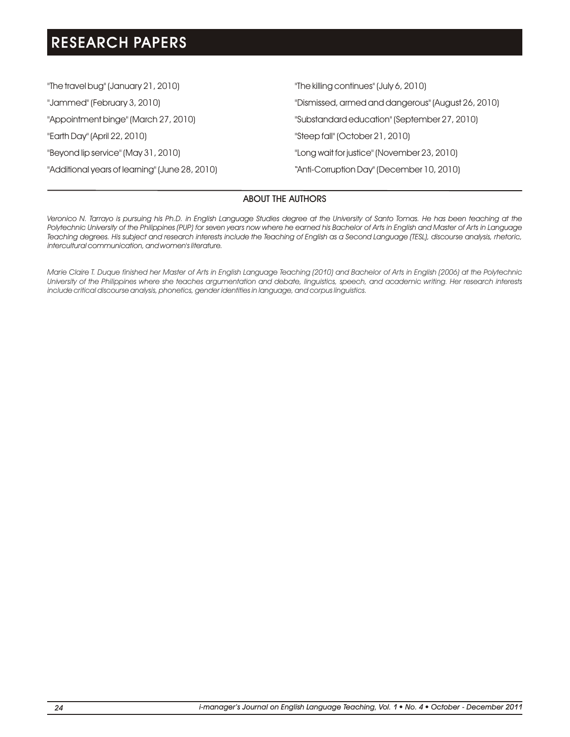"The travel bug" (January 21, 2010)

"Jammed" (February 3, 2010)

"Appointment binge" (March 27, 2010)

"Earth Day" (April 22, 2010)

"Beyond lip service" (May 31, 2010)

"Additional years of learning" (June 28, 2010)

"The killing continues" (July 6, 2010)

"Dismissed, armed and dangerous" (August 26, 2010)

"Substandard education" (September 27, 2010)

"Steep fall" (October 21, 2010)

"Long wait for justice" (November 23, 2010)

"Anti-Corruption Day" (December 10, 2010)

## ABOUT THE AUTHORS

*Veronico N. Tarrayo is pursuing his Ph.D. in English Language Studies degree at the University of Santo Tomas. He has been teaching at the Polytechnic University of the Philippines (PUP) for seven years now where he earned his Bachelor of Arts in English and Master of Arts in Language Teaching degrees. His subject and research interests include the Teaching of English as a Second Language (TESL), discourse analysis, rhetoric, intercultural communication, and women's literature.*

*Marie Claire T. Duque finished her Master of Arts in English Language Teaching (2010) and Bachelor of Arts in English (2006) at the Polytechnic University of the Philippines where she teaches argumentation and debate, linguistics, speech, and academic writing. Her research interests include critical discourse analysis, phonetics, gender identities in language, and corpus linguistics.*